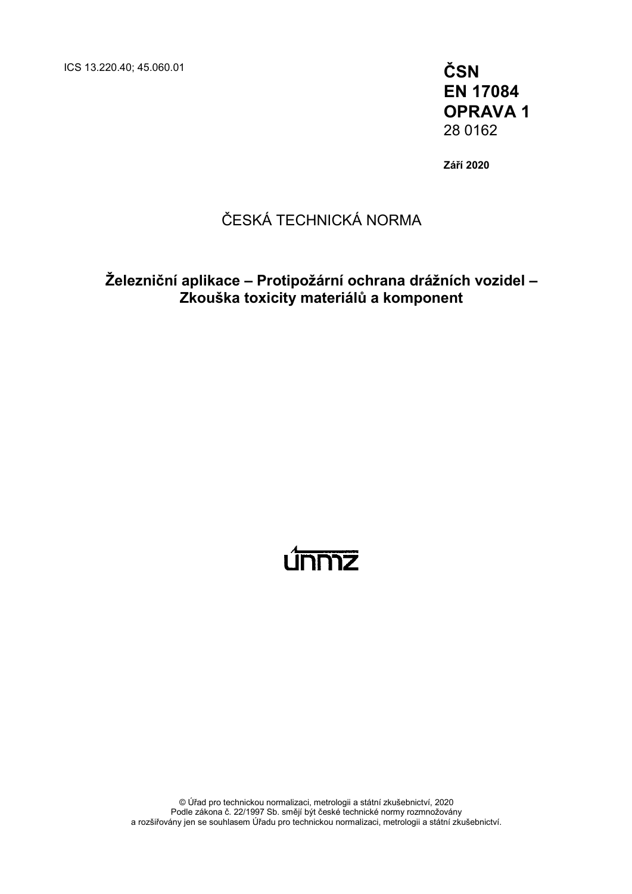ICS 13.220.40; 45.060.01

**ČSN**
**EN 17084**
**OPRAVA 1**
28 0162

**Září 2020**

ČESKÁ TECHNICKÁ NORMA

# Železniční aplikace – Protipožární ochrana drážních vozidel – Zkouška toxicity materiálů a komponent

únmz

© Úřad pro technickou normalizaci, metrologii a státní zkušebnictví, 2020
Podle zákona č. 22/1997 Sb. smějí být české technické normy rozmnožovány
a rozšiřovány jen se souhlasem Úřadu pro technickou normalizaci, metrologii a státní zkušebnictví.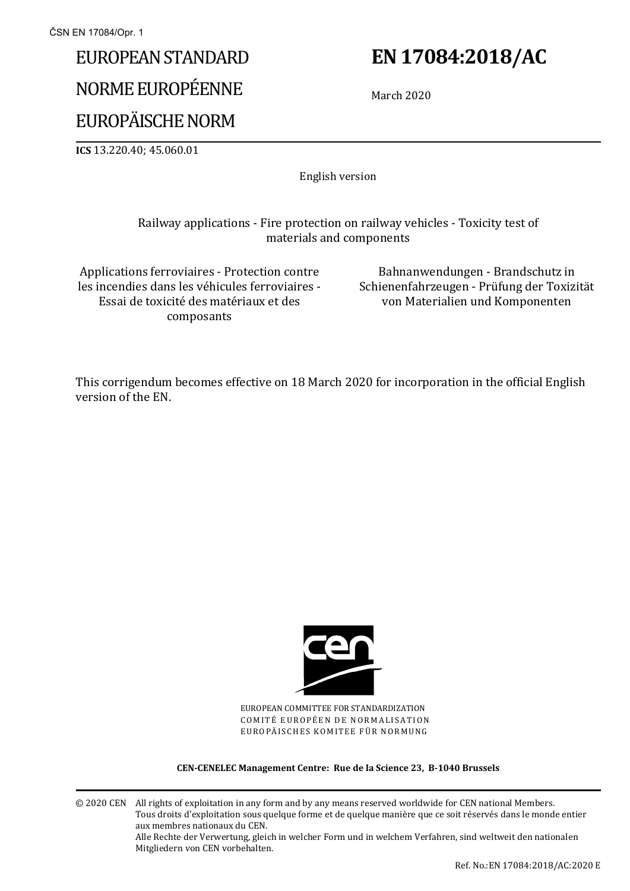# EUROPEAN STANDARD
# NORME EUROPÉENNE
# EUROPÄISCHE NORM

**EN 17084:2018/AC**

March 2020

**ICS** 13.220.40; 45.060.01

English version

Railway applications - Fire protection on railway vehicles - Toxicity test of materials and components

Applications ferroviaires - Protection contre les incendies dans les véhicules ferroviaires - Essai de toxicité des matériaux et des composants

Bahnanwendungen - Brandschutz in Schienenfahrzeugen - Prüfung der Toxizität von Materialien und Komponenten

This corrigendum becomes effective on 18 March 2020 for incorporation in the official English version of the EN.

EUROPEAN COMMITTEE FOR STANDARDIZATION
COMITÉ EUROPÉEN DE NORMALISATION
EUROPÄISCHES KOMITEE FÜR NORMUNG

**CEN-CENELEC Management Centre: Rue de la Science 23, B-1040 Brussels**

© 2020 CEN All rights of exploitation in any form and by any means reserved worldwide for CEN national Members.
Tous droits d'exploitation sous quelque forme et de quelque manière que ce soit réservés dans le monde entier aux membres nationaux du CEN.
Alle Rechte der Verwertung, gleich in welcher Form und in welchem Verfahren, sind weltweit den nationalen Mitgliedern von CEN vorbehalten.

Ref. No.:EN 17084:2018/AC:2020 E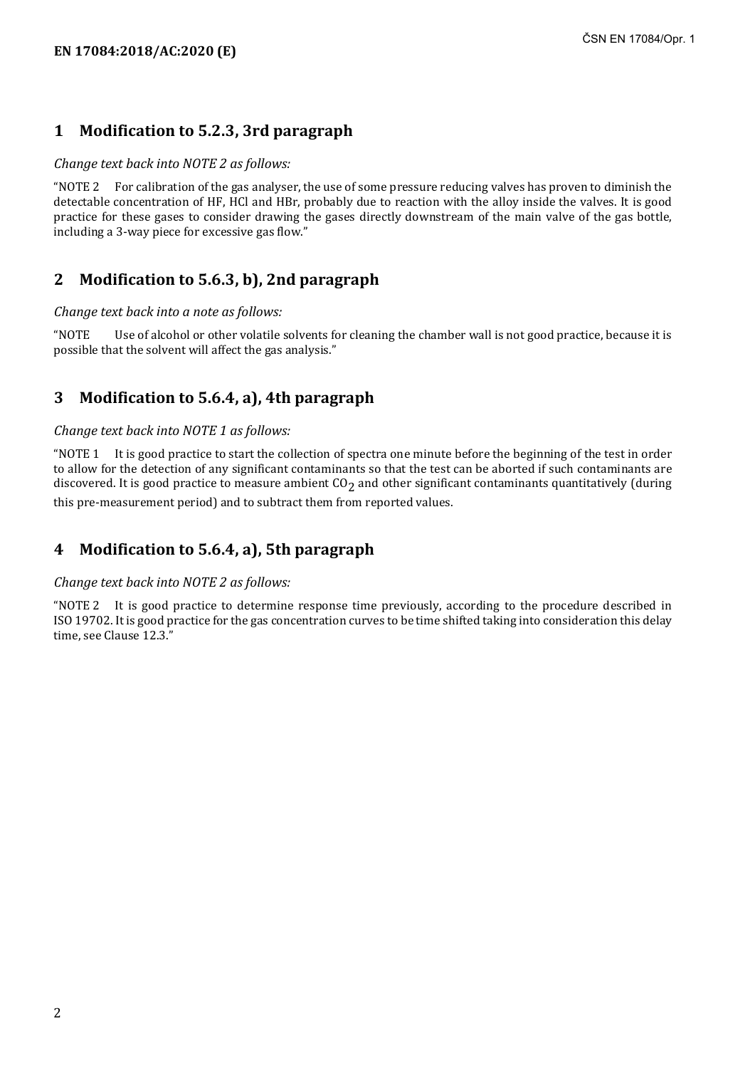## 1 Modification to 5.2.3, 3rd paragraph

*Change text back into NOTE 2 as follows:*

"NOTE 2 For calibration of the gas analyser, the use of some pressure reducing valves has proven to diminish the detectable concentration of HF, HCl and HBr, probably due to reaction with the alloy inside the valves. It is good practice for these gases to consider drawing the gases directly downstream of the main valve of the gas bottle, including a 3-way piece for excessive gas flow."

## 2 Modification to 5.6.3, b), 2nd paragraph

*Change text back into a note as follows:*

"NOTE Use of alcohol or other volatile solvents for cleaning the chamber wall is not good practice, because it is possible that the solvent will affect the gas analysis."

## 3 Modification to 5.6.4, a), 4th paragraph

*Change text back into NOTE 1 as follows:*

"NOTE 1 It is good practice to start the collection of spectra one minute before the beginning of the test in order to allow for the detection of any significant contaminants so that the test can be aborted if such contaminants are discovered. It is good practice to measure ambient $CO_2$ and other significant contaminants quantitatively (during this pre-measurement period) and to subtract them from reported values.

## 4 Modification to 5.6.4, a), 5th paragraph

*Change text back into NOTE 2 as follows:*

"NOTE 2 It is good practice to determine response time previously, according to the procedure described in ISO 19702. It is good practice for the gas concentration curves to be time shifted taking into consideration this delay time, see Clause 12.3."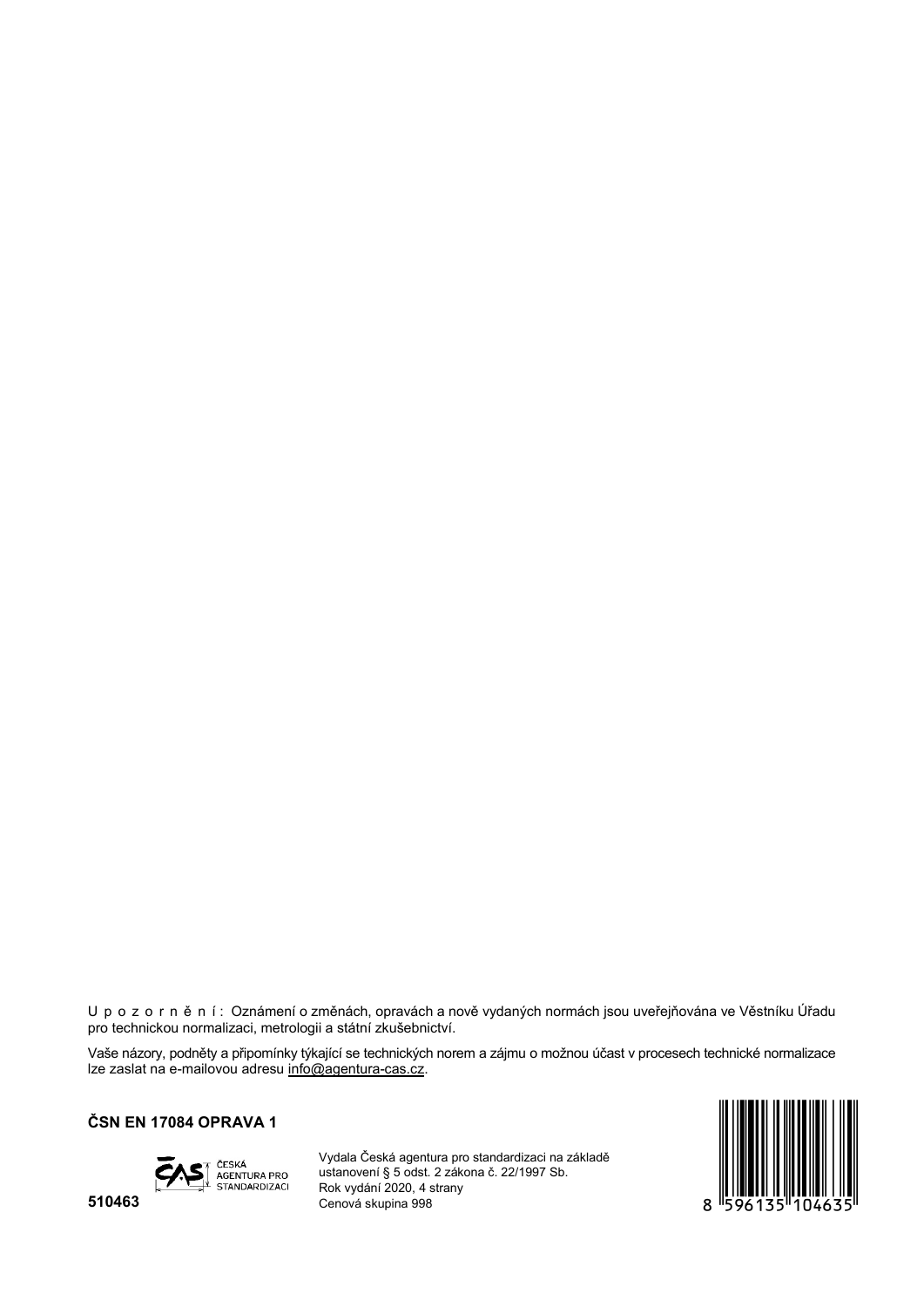U p o z o r n ě n í : Oznámení o změnách, opravách a nově vydaných normách jsou uveřejňována ve Věstníku Úřadu pro technickou normalizaci, metrologii a státní zkušebnictví.

Vaše názory, podněty a připomínky týkající se technických norem a zájmu o možnou účast v procesech technické normalizace lze zaslat na e-mailovou adresu info@agentura-cas.cz.

**ČSN EN 17084 OPRAVA 1**

ČESKÁ AGENTURA PRO STANDARDIZACI

Vydala Česká agentura pro standardizaci na základě ustanovení § 5 odst. 2 zákona č. 22/1997 Sb.
Rok vydání 2020, 4 strany
Cenová skupina 998

**510463**

8 596135 104635